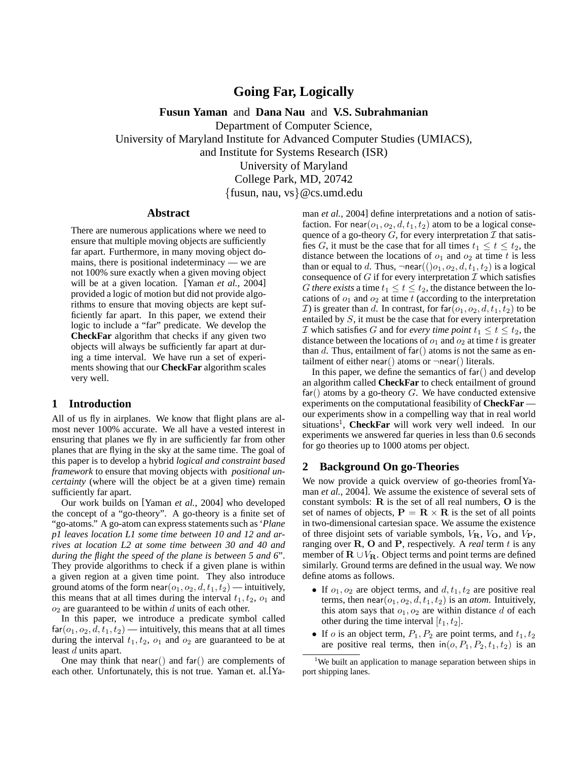# Going Far, Logically

**Fusun Yaman** and **Dana Nau** and **V.S. Subrahmanian**

Department of Computer Science,
University of Maryland Institute for Advanced Computer Studies (UMIACS),
and Institute for Systems Research (ISR)
University of Maryland
College Park, MD, 20742
{fusun, nau, vs}@cs.umd.edu

## Abstract

There are numerous applications where we need to ensure that multiple moving objects are sufficiently far apart. Furthermore, in many moving object domains, there is positional indeterminacy — we are not 100% sure exactly when a given moving object will be at a given location. [Yaman *et al.*, 2004] provided a logic of motion but did not provide algorithms to ensure that moving objects are kept sufficiently far apart. In this paper, we extend their logic to include a "far" predicate. We develop the **CheckFar** algorithm that checks if any given two objects will always be sufficiently far apart at during a time interval. We have run a set of experiments showing that our **CheckFar** algorithm scales very well.

## 1 Introduction

All of us fly in airplanes. We know that flight plans are almost never 100% accurate. We all have a vested interest in ensuring that planes we fly in are sufficiently far from other planes that are flying in the sky at the same time. The goal of this paper is to develop a hybrid *logical and constraint based framework* to ensure that moving objects with *positional uncertainty* (where will the object be at a given time) remain sufficiently far apart.

Our work builds on [Yaman *et al.*, 2004] who developed the concept of a "go-theory". A go-theory is a finite set of "go-atoms." A go-atom can express statements such as '*Plane p1 leaves location L1 some time between 10 and 12 and arrives at location L2 at some time between 30 and 40 and during the flight the speed of the plane is between 5 and 6*". They provide algorithms to check if a given plane is within a given region at a given time point. They also introduce ground atoms of the form $\mathsf{near}(o_1, o_2, d, t_1, t_2)$ — intuitively, this means that at all times during the interval $t_1, t_2$, $o_1$ and $o_2$ are guaranteed to be within $d$ units of each other.

In this paper, we introduce a predicate symbol called $\mathsf{far}(o_1, o_2, d, t_1, t_2)$ — intuitively, this means that at all times during the interval $t_1, t_2$, $o_1$ and $o_2$ are guaranteed to be at least $d$ units apart.

One may think that $\mathsf{near}()$ and $\mathsf{far}()$ are complements of each other. Unfortunately, this is not true. Yaman et. al.[Yaman *et al.*, 2004] define interpretations and a notion of satisfaction. For $\mathsf{near}(o_1, o_2, d, t_1, t_2)$ atom to be a logical consequence of a go-theory $G$, for every interpretation $\mathcal{I}$ that satisfies $G$, it must be the case that for all times $t_1 \leq t \leq t_2$, the distance between the locations of $o_1$ and $o_2$ at time $t$ is less than or equal to $d$. Thus, $\neg\mathsf{near}(()o_1, o_2, d, t_1, t_2)$ is a logical consequence of $G$ if for every interpretation $\mathcal{I}$ which satisfies $G$ *there exists* a time $t_1 \leq t \leq t_2$, the distance between the locations of $o_1$ and $o_2$ at time $t$ (according to the interpretation $\mathcal{I}$) is greater than $d$. In contrast, for $\mathsf{far}(o_1, o_2, d, t_1, t_2)$ to be entailed by $S$, it must be the case that for every interpretation $\mathcal{I}$ which satisfies $G$ and for *every time point* $t_1 \leq t \leq t_2$, the distance between the locations of $o_1$ and $o_2$ at time $t$ is greater than $d$. Thus, entailment of $\mathsf{far}()$ atoms is not the same as entailment of either $\mathsf{near}()$ atoms or $\neg\mathsf{near}()$ literals.

In this paper, we define the semantics of $\mathsf{far}()$ and develop an algorithm called **CheckFar** to check entailment of ground $\mathsf{far}()$ atoms by a go-theory $G$. We have conducted extensive experiments on the computational feasibility of **CheckFar** — our experiments show in a compelling way that in real world situations[1], **CheckFar** will work very well indeed. In our experiments we answered far queries in less than 0.6 seconds for go theories up to 1000 atoms per object.

## 2 Background On go-Theories

We now provide a quick overview of go-theories from[Yaman *et al.*, 2004]. We assume the existence of several sets of constant symbols: $\mathbf{R}$ is the set of all real numbers, $\mathbf{O}$ is the set of names of objects, $\mathbf{P} = \mathbf{R} \times \mathbf{R}$ is the set of all points in two-dimensional cartesian space. We assume the existence of three disjoint sets of variable symbols, $V_{\mathbf{R}}$, $V_{\mathbf{O}}$, and $V_{\mathbf{P}}$, ranging over $\mathbf{R}$, $\mathbf{O}$ and $\mathbf{P}$, respectively. A *real* term $t$ is any member of $\mathbf{R} \cup V_{\mathbf{R}}$. Object terms and point terms are defined similarly. Ground terms are defined in the usual way. We now define atoms as follows.

- If $o_1, o_2$ are object terms, and $d, t_1, t_2$ are positive real terms, then $\mathsf{near}(o_1, o_2, d, t_1, t_2)$ is an *atom.* Intuitively, this atom says that $o_1, o_2$ are within distance $d$ of each other during the time interval $[t_1, t_2]$.
- If $o$ is an object term, $P_1, P_2$ are point terms, and $t_1, t_2$ are positive real terms, then $\mathsf{in}(o, P_1, P_2, t_1, t_2)$ is an

[1] We built an application to manage separation between ships in port shipping lanes.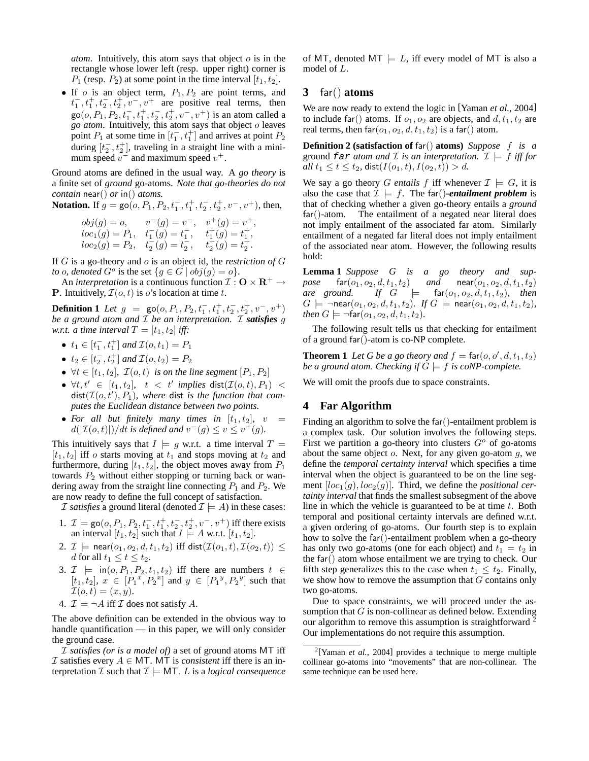*atom*. Intuitively, this atom says that object $o$ is in the rectangle whose lower left (resp. upper right) corner is $P_1$ (resp. $P_2$) at some point in the time interval $[t_1, t_2]$.

- If $o$ is an object term, $P_1, P_2$ are point terms, and $t_1^-, t_1^+, t_2^-, t_2^+, v^-, v^+$ are positive real terms, then $\mathsf{go}(o, P_1, P_2, t_1^-, t_1^+, t_2^-, t_2^+, v^-, v^+)$ is an atom called a *go atom*. Intuitively, this atom says that object $o$ leaves point $P_1$ at some time in $[t_1^-, t_1^+]$ and arrives at point $P_2$ during $[t_2^-, t_2^+]$, traveling in a straight line with a minimum speed $v^-$ and maximum speed $v^+$.

Ground atoms are defined in the usual way. A *go theory* is a finite set of *ground* go-atoms. *Note that go-theories do not contain* $\mathsf{near}()$ *or* $\mathsf{in}()$ *atoms.*

**Notation.** If $g = \mathsf{go}(o, P_1, P_2, t_1^-, t_1^+, t_2^-, t_2^+, v^-, v^+)$, then,

$$
\begin{array}{lll}
obj(g) = o, & v^-(g) = v^-, & v^+(g) = v^+, \\
loc_1(g) = P_1, & t_1^-(g) = t_1^-, & t_1^+(g) = t_1^+, \\
loc_2(g) = P_2, & t_2^-(g) = t_2^-, & t_2^+(g) = t_2^+.
\end{array}
$$

If $G$ is a go-theory and $o$ is an object id, the *restriction of* $G$ *to* $o$, *denoted* $G^o$ is the set $\{g \in G \mid obj(g) = o\}$.

An *interpretation* is a continuous function $\mathcal{I} : \mathbf{O} \times \mathbf{R}^+ \to \mathbf{P}$. Intuitively, $\mathcal{I}(o, t)$ is $o$'s location at time $t$.

**Definition 1** *Let* $g = \mathsf{go}(o, P_1, P_2, t_1^-, t_1^+, t_2^-, t_2^+, v^-, v^+)$ *be a ground atom and* $\mathcal{I}$ *be an interpretation.* $\mathcal{I}$ ***satisfies*** $g$ *w.r.t. a time interval* $T = [t_1, t_2]$ *iff:*

- $t_1 \in [t_1^-, t_1^+]$ *and* $\mathcal{I}(o, t_1) = P_1$
- $t_2 \in [t_2^-, t_2^+]$ *and* $\mathcal{I}(o, t_2) = P_2$
- $\forall t \in [t_1, t_2]$, $\mathcal{I}(o, t)$ *is on the line segment* $[P_1, P_2]$
- $\forall t, t' \in [t_1, t_2]$, $t < t'$ *implies* $\mathsf{dist}(\mathcal{I}(o, t), P_1) < \mathsf{dist}(\mathcal{I}(o, t'), P_1)$, *where* $\mathsf{dist}$ *is the function that computes the Euclidean distance between two points.*
- *For all but finitely many times in* $[t_1, t_2]$, $v = d(|\mathcal{I}(o, t)|)/dt$ *is defined and* $v^-(g) \leq v \leq v^+(g)$.

This intuitively says that $I \models g$ w.r.t. a time interval $T = [t_1, t_2]$ iff $o$ starts moving at $t_1$ and stops moving at $t_2$ and furthermore, during $[t_1, t_2]$, the object moves away from $P_1$ towards $P_2$ without either stopping or turning back or wandering away from the straight line connecting $P_1$ and $P_2$. We are now ready to define the full concept of satisfaction.

$\mathcal{I}$ *satisfies* a ground literal (denoted $\mathcal{I} \models A$) in these cases:

1. $\mathcal{I} \models \mathsf{go}(o, P_1, P_2, t_1^-, t_1^+, t_2^-, t_2^+, v^-, v^+)$ iff there exists an interval $[t_1, t_2]$ such that $I \models A$ w.r.t. $[t_1, t_2]$.
2. $\mathcal{I} \models \mathsf{near}(o_1, o_2, d, t_1, t_2)$ iff $\mathsf{dist}(\mathcal{I}(o_1, t), \mathcal{I}(o_2, t)) \leq d$ for all $t_1 \leq t \leq t_2$.
3. $\mathcal{I} \models \mathsf{in}(o, P_1, P_2, t_1, t_2)$ iff there are numbers $t \in [t_1, t_2]$, $x \in [{P_1}^x, {P_2}^x]$ and $y \in [{P_1}^y, {P_2}^y]$ such that $\mathcal{I}(o, t) = (x, y)$.
4. $\mathcal{I} \models \neg A$ iff $\mathcal{I}$ does not satisfy $A$.

The above definition can be extended in the obvious way to handle quantification — in this paper, we will only consider the ground case.

$\mathcal{I}$ *satisfies (or is a model of)* a set of ground atoms $\mathsf{MT}$ iff $\mathcal{I}$ satisfies every $A \in \mathsf{MT}$. $\mathsf{MT}$ is *consistent* iff there is an interpretation $\mathcal{I}$ such that $\mathcal{I} \models \mathsf{MT}$. $L$ is a *logical consequence* of $\mathsf{MT}$, denoted $\mathsf{MT} \models L$, iff every model of $\mathsf{MT}$ is also a model of $L$.

## 3 $\mathsf{far}()$ atoms

We are now ready to extend the logic in [Yaman *et al.*, 2004] to include $\mathsf{far}()$ atoms. If $o_1, o_2$ are objects, and $d, t_1, t_2$ are real terms, then $\mathsf{far}(o_1, o_2, d, t_1, t_2)$ is a $\mathsf{far}()$ atom.

**Definition 2 (satisfaction of $\mathsf{far}()$ atoms)** *Suppose* $f$ *is a ground* `far` *atom and* $\mathcal{I}$ *is an interpretation.* $\mathcal{I} \models f$ *iff for all* $t_1 \leq t \leq t_2$, $\mathsf{dist}(I(o_1, t), I(o_2, t)) > d$.

We say a go theory $G$ *entails* $f$ iff whenever $\mathcal{I} \models G$, it is also the case that $\mathcal{I} \models f$. The $\mathsf{far}()$***-entailment problem*** is that of checking whether a given go-theory entails a *ground* $\mathsf{far}()$-atom. The entailment of a negated near literal does not imply entailment of the associated far atom. Similarly entailment of a negated far literal does not imply entailment of the associated near atom. However, the following results hold:

**Lemma 1** *Suppose* $G$ *is a go theory and suppose* $\mathsf{far}(o_1, o_2, d, t_1, t_2)$ *and* $\mathsf{near}(o_1, o_2, d, t_1, t_2)$ *are ground. If* $G \models \mathsf{far}(o_1, o_2, d, t_1, t_2)$, *then* $G \models \neg\mathsf{near}(o_1, o_2, d, t_1, t_2)$. *If* $G \models \mathsf{near}(o_1, o_2, d, t_1, t_2)$, *then* $G \models \neg\mathsf{far}(o_1, o_2, d, t_1, t_2)$.

The following result tells us that checking for entailment of a ground $\mathsf{far}()$-atom is co-NP complete.

**Theorem 1** *Let G be a go theory and* $f = \mathsf{far}(o, o', d, t_1, t_2)$ *be a ground atom. Checking if* $G \models f$ *is coNP-complete.*

We will omit the proofs due to space constraints.

## 4 Far Algorithm

Finding an algorithm to solve the $\mathsf{far}()$-entailment problem is a complex task. Our solution involves the following steps. First we partition a go-theory into clusters $G^o$ of go-atoms about the same object $o$. Next, for any given go-atom $g$, we define the *temporal certainty interval* which specifies a time interval when the object is guaranteed to be on the line segment $[loc_1(g), loc_2(g)]$. Third, we define the *positional certainty interval* that finds the smallest subsegment of the above line in which the vehicle is guaranteed to be at time $t$. Both temporal and positional certainty intervals are defined w.r.t. a given ordering of go-atoms. Our fourth step is to explain how to solve the $\mathsf{far}()$-entailment problem when a go-theory has only two go-atoms (one for each object) and $t_1 = t_2$ in the $\mathsf{far}()$ atom whose entailment we are trying to check. Our fifth step generalizes this to the case when $t_1 \leq t_2$. Finally, we show how to remove the assumption that $G$ contains only two go-atoms.

Due to space constraints, we will proceed under the assumption that $G$ is non-collinear as defined below. Extending our algorithm to remove this assumption is straightforward [2] Our implementations do not require this assumption.

[2] [Yaman *et al.*, 2004] provides a technique to merge multiple collinear go-atoms into "movements" that are non-collinear. The same technique can be used here.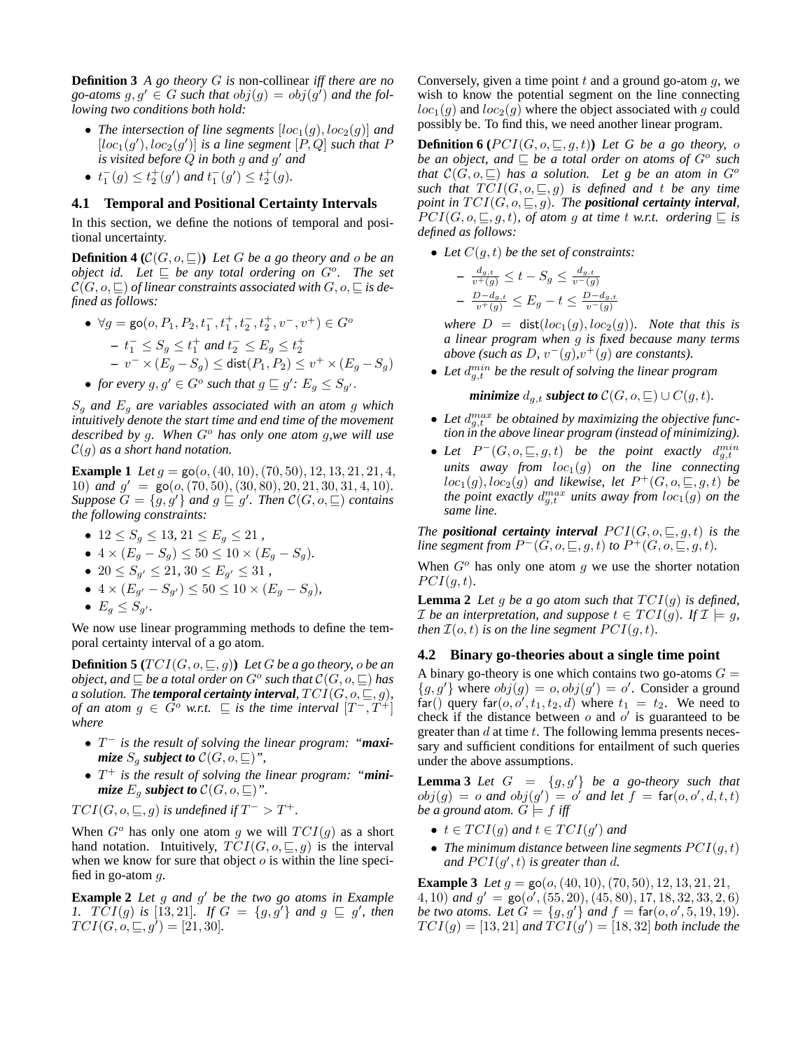**Definition 3** *A go theory $G$ is* non-collinear *iff there are no go-atoms $g, g' \in G$ such that $obj(g) = obj(g')$ and the following two conditions both hold:*

- *The intersection of line segments $[loc_1(g), loc_2(g)]$ and $[loc_1(g'), loc_2(g')]$ is a line segment $[P, Q]$ such that $P$ is visited before $Q$ in both $g$ and $g'$ and*
- *$t_1^-(g) \leq t_2^+(g')$ and $t_1^-(g') \leq t_2^+(g)$.*

## 4.1 Temporal and Positional Certainty Intervals

In this section, we define the notions of temporal and positional uncertainty.

**Definition 4 ($\mathcal{C}(G, o, \sqsubseteq)$)** *Let $G$ be a go theory and $o$ be an object id. Let $\sqsubseteq$ be any total ordering on $G^o$. The set $\mathcal{C}(G, o, \sqsubseteq)$ of linear constraints associated with $G, o, \sqsubseteq$ is defined as follows:*

- *$\forall g = \mathsf{go}(o, P_1, P_2, t_1^-, t_1^+, t_2^-, t_2^+, v^-, v^+) \in G^o$*
  - *$t_1^- \leq S_g \leq t_1^+$ and $t_2^- \leq E_g \leq t_2^+$*
  - *$v^- \times (E_g - S_g) \leq \mathsf{dist}(P_1, P_2) \leq v^+ \times (E_g - S_g)$*
- *for every $g, g' \in G^o$ such that $g \sqsubseteq g'$: $E_g \leq S_{g'}$.*

*$S_g$ and $E_g$ are variables associated with an atom $g$ which intuitively denote the start time and end time of the movement described by $g$. When $G^o$ has only one atom $g$,we will use $\mathcal{C}(g)$ as a short hand notation.*

**Example 1** *Let $g = \mathsf{go}(o, (40, 10), (70, 50), 12, 13, 21, 21, 4, 10)$ and $g' = \mathsf{go}(o, (70, 50), (30, 80), 20, 21, 30, 31, 4, 10)$. Suppose $G = \{g, g'\}$ and $g \sqsubseteq g'$. Then $\mathcal{C}(G, o, \sqsubseteq)$ contains the following constraints:*

- *$12 \leq S_g \leq 13$, $21 \leq E_g \leq 21$ ,*
- *$4 \times (E_g - S_g) \leq 50 \leq 10 \times (E_g - S_g)$.*
- *$20 \leq S_{g'} \leq 21$, $30 \leq E_{g'} \leq 31$ ,*
- *$4 \times (E_{g'} - S_{g'}) \leq 50 \leq 10 \times (E_g - S_g)$,*
- *$E_g \leq S_{g'}$.*

We now use linear programming methods to define the temporal certainty interval of a go atom.

**Definition 5 ($TCI(G, o, \sqsubseteq, g)$)** *Let $G$ be a go theory, $o$ be an object, and $\sqsubseteq$ be a total order on $G^o$ such that $\mathcal{C}(G, o, \sqsubseteq)$ has a solution. The **temporal certainty interval**, $TCI(G, o, \sqsubseteq, g)$, of an atom $g \in G^o$ w.r.t. $\sqsubseteq$ is the time interval $[T^-, T^+]$ where*

- *$T^-$ is the result of solving the linear program: "**maximize** $S_g$ **subject to** $\mathcal{C}(G, o, \sqsubseteq)$",*
- *$T^+$ is the result of solving the linear program: "**minimize** $E_g$ **subject to** $\mathcal{C}(G, o, \sqsubseteq)$".*

*$TCI(G, o, \sqsubseteq, g)$ is undefined if $T^- > T^+$.*

When $G^o$ has only one atom $g$ we will $TCI(g)$ as a short hand notation. Intuitively, $TCI(G, o, \sqsubseteq, g)$ is the interval when we know for sure that object $o$ is within the line specified in go-atom $g$.

**Example 2** *Let $g$ and $g'$ be the two go atoms in Example 1. $TCI(g)$ is $[13, 21]$. If $G = \{g, g'\}$ and $g \sqsubseteq g'$, then $TCI(G, o, \sqsubseteq, g') = [21, 30]$.*

Conversely, given a time point $t$ and a ground go-atom $g$, we wish to know the potential segment on the line connecting $loc_1(g)$ and $loc_2(g)$ where the object associated with $g$ could possibly be. To find this, we need another linear program.

**Definition 6 ($PCI(G, o, \sqsubseteq, g, t)$)** *Let $G$ be a go theory, $o$ be an object, and $\sqsubseteq$ be a total order on atoms of $G^o$ such that $\mathcal{C}(G, o, \sqsubseteq)$ has a solution. Let $g$ be an atom in $G^o$ such that $TCI(G, o, \sqsubseteq, g)$ is defined and $t$ be any time point in $TCI(G, o, \sqsubseteq, g)$. The **positional certainty interval**, $PCI(G, o, \sqsubseteq, g, t)$, of atom $g$ at time $t$ w.r.t. ordering $\sqsubseteq$ is defined as follows:*

- *Let $C(g, t)$ be the set of constraints:*
  - *$\frac{d_{g,t}}{v^+(g)} \leq t - S_g \leq \frac{d_{g,t}}{v^-(g)}$*
  - *$\frac{D - d_{g,t}}{v^+(g)} \leq E_g - t \leq \frac{D - d_{g,t}}{v^-(g)}$*

  *where $D = \mathsf{dist}(loc_1(g), loc_2(g))$. Note that this is a linear program when $g$ is fixed because many terms above (such as $D$, $v^-(g)$,$v^+(g)$ are constants).*
- *Let $d_{g,t}^{min}$ be the result of solving the linear program*

  ***minimize** $d_{g,t}$ **subject to** $\mathcal{C}(G, o, \sqsubseteq) \cup C(g, t)$.*
- *Let $d_{g,t}^{max}$ be obtained by maximizing the objective function in the above linear program (instead of minimizing).*
- *Let $P^-(G, o, \sqsubseteq, g, t)$ be the point exactly $d_{g,t}^{min}$ units away from $loc_1(g)$ on the line connecting $loc_1(g), loc_2(g)$ and likewise, let $P^+(G, o, \sqsubseteq, g, t)$ be the point exactly $d_{g,t}^{max}$ units away from $loc_1(g)$ on the same line.*

*The **positional certainty interval** $PCI(G, o, \sqsubseteq, g, t)$ is the line segment from $P^-(G, o, \sqsubseteq, g, t)$ to $P^+(G, o, \sqsubseteq, g, t)$.*

When $G^o$ has only one atom $g$ we use the shorter notation $PCI(g, t)$.

**Lemma 2** *Let $g$ be a go atom such that $TCI(g)$ is defined, $\mathcal{I}$ be an interpretation, and suppose $t \in TCI(g)$. If $\mathcal{I} \models g$, then $\mathcal{I}(o, t)$ is on the line segment $PCI(g, t)$.*

## 4.2 Binary go-theories about a single time point

A binary go-theory is one which contains two go-atoms $G = \{g, g'\}$ where $obj(g) = o, obj(g') = o'$. Consider a ground $\mathsf{far}()$ query $\mathsf{far}(o, o', t_1, t_2, d)$ where $t_1 = t_2$. We need to check if the distance between $o$ and $o'$ is guaranteed to be greater than $d$ at time $t$. The following lemma presents necessary and sufficient conditions for entailment of such queries under the above assumptions.

**Lemma 3** *Let $G = \{g, g'\}$ be a go-theory such that $obj(g) = o$ and $obj(g') = o'$ and let $f = \mathsf{far}(o, o', d, t, t)$ be a ground atom. $G \models f$ iff*

- *$t \in TCI(g)$ and $t \in TCI(g')$ and*
- *The minimum distance between line segments $PCI(g, t)$ and $PCI(g', t)$ is greater than $d$.*

**Example 3** *Let $g = \mathsf{go}(o, (40, 10), (70, 50), 12, 13, 21, 21, 4, 10)$ and $g' = \mathsf{go}(o', (55, 20), (45, 80), 17, 18, 32, 33, 2, 6)$ be two atoms. Let $G = \{g, g'\}$ and $f = \mathsf{far}(o, o', 5, 19, 19)$. $TCI(g) = [13, 21]$ and $TCI(g') = [18, 32]$ both include the*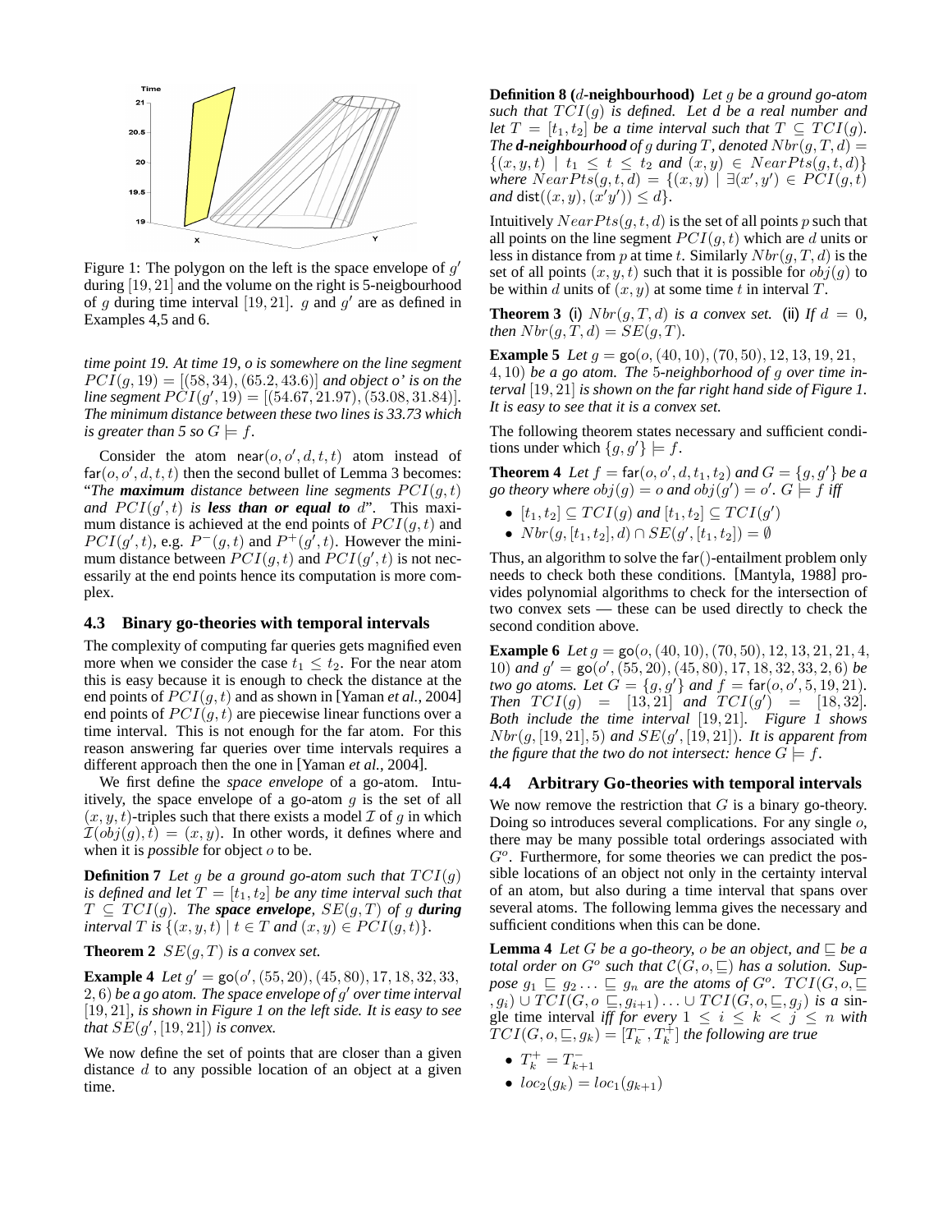Figure 1: The polygon on the left is the space envelope of $g'$ during $[19, 21]$ and the volume on the right is 5-neigbourhood of $g$ during time interval $[19, 21]$. $g$ and $g'$ are as defined in Examples 4,5 and 6.

*time point 19. At time 19, o is somewhere on the line segment $PCI(g, 19) = [(58, 34), (65.2, 43.6)]$ and object o' is on the line segment $PCI(g', 19) = [(54.67, 21.97), (53.08, 31.84)]$. The minimum distance between these two lines is 33.73 which is greater than 5 so $G \models f$.*

Consider the atom $\mathsf{near}(o, o', d, t, t)$ atom instead of $\mathsf{far}(o, o', d, t, t)$ then the second bullet of Lemma 3 becomes: "*The **maximum** distance between line segments $PCI(g, t)$ and $PCI(g', t)$ is **less than or equal to** $d$*". This maximum distance is achieved at the end points of $PCI(g, t)$ and $PCI(g', t)$, e.g. $P^-(g, t)$ and $P^+(g', t)$. However the minimum distance between $PCI(g, t)$ and $PCI(g', t)$ is not necessarily at the end points hence its computation is more complex.

### 4.3 Binary go-theories with temporal intervals

The complexity of computing far queries gets magnified even more when we consider the case $t_1 \leq t_2$. For the near atom this is easy because it is enough to check the distance at the end points of $PCI(g, t)$ and as shown in [Yaman *et al.*, 2004] end points of $PCI(g, t)$ are piecewise linear functions over a time interval. This is not enough for the far atom. For this reason answering far queries over time intervals requires a different approach then the one in [Yaman *et al.*, 2004].

We first define the *space envelope* of a go-atom. Intuitively, the space envelope of a go-atom $g$ is the set of all $(x, y, t)$-triples such that there exists a model $\mathcal{I}$ of $g$ in which $\mathcal{I}(obj(g), t) = (x, y)$. In other words, it defines where and when it is *possible* for object $o$ to be.

**Definition 7** *Let $g$ be a ground go-atom such that $TCI(g)$ is defined and let $T = [t_1, t_2]$ be any time interval such that $T \subseteq TCI(g)$. The **space envelope**, $SE(g, T)$ of $g$ **during** interval $T$ is $\{(x, y, t) \mid t \in T$ and $(x, y) \in PCI(g, t)\}$.*

**Theorem 2** *$SE(g, T)$ is a convex set.*

**Example 4** *Let $g' = \mathsf{go}(o', (55, 20), (45, 80), 17, 18, 32, 33, 2, 6)$ be a go atom. The space envelope of $g'$ over time interval $[19, 21]$, is shown in Figure 1 on the left side. It is easy to see that $SE(g', [19, 21])$ is convex.*

We now define the set of points that are closer than a given distance $d$ to any possible location of an object at a given time.

**Definition 8 ($d$-neighbourhood)** *Let $g$ be a ground go-atom such that $TCI(g)$ is defined. Let $d$ be a real number and let $T = [t_1, t_2]$ be a time interval such that $T \subseteq TCI(g)$. The **d-neighbourhood** of $g$ during $T$, denoted $Nbr(g, T, d) = \{(x, y, t) \mid t_1 \leq t \leq t_2$ and $(x, y) \in NearPts(g, t, d)\}$ where $NearPts(g, t, d) = \{(x, y) \mid \exists (x', y') \in PCI(g, t)$ and $\mathsf{dist}((x, y), (x'y')) \leq d\}$.*

Intuitively $NearPts(g, t, d)$ is the set of all points $p$ such that all points on the line segment $PCI(g, t)$ are $d$ units or less in distance from $p$ at time $t$. Similarly $Nbr(g, t, d)$ is the set of all points $(x, y, t)$ such that it is possible for $obj(g)$ to be within $d$ units of $(x, y)$ at some time $t$ in interval $T$.

**Theorem 3** (i) *$Nbr(g, T, d)$ is a convex set.* (ii) *If $d = 0$, then $Nbr(g, T, d) = SE(g, T)$.*

**Example 5** *Let $g = \mathsf{go}(o, (40, 10), (70, 50), 12, 13, 19, 21, 4, 10)$ be a go atom. The 5-neighborhood of $g$ over time interval $[19, 21]$ is shown on the far right hand side of Figure 1. It is easy to see that it is a convex set.*

The following theorem states necessary and sufficient conditions under which $\{g, g'\} \models f$.

**Theorem 4** *Let $f = \mathsf{far}(o, o', d, t_1, t_2)$ and $G = \{g, g'\}$ be a go theory where $obj(g) = o$ and $obj(g') = o'$. $G \models f$ iff*

- *$[t_1, t_2] \subseteq TCI(g)$ and $[t_1, t_2] \subseteq TCI(g')$*
- *$Nbr(g, [t_1, t_2], d) \cap SE(g', [t_1, t_2]) = \emptyset$*

Thus, an algorithm to solve the $\mathsf{far}()$-entailment problem only needs to check both these conditions. [Mantyla, 1988] provides polynomial algorithms to check for the intersection of two convex sets — these can be used directly to check the second condition above.

**Example 6** *Let $g = \mathsf{go}(o, (40, 10), (70, 50), 12, 13, 21, 21, 4, 10)$ and $g' = \mathsf{go}(o', (55, 20), (45, 80), 17, 18, 32, 33, 2, 6)$ be two go atoms. Let $G = \{g, g'\}$ and $f = \mathsf{far}(o, o', 5, 19, 21)$. Then $TCI(g) = [13, 21]$ and $TCI(g') = [18, 32]$. Both include the time interval $[19, 21]$. Figure 1 shows $Nbr(g, [19, 21], 5)$ and $SE(g', [19, 21])$. It is apparent from the figure that the two do not intersect: hence $G \models f$.*

### 4.4 Arbitrary Go-theories with temporal intervals

We now remove the restriction that $G$ is a binary go-theory. Doing so introduces several complications. For any single $o$, there may be many possible total orderings associated with $G^o$. Furthermore, for some theories we can predict the possible locations of an object not only in the certainty interval of an atom, but also during a time interval that spans over several atoms. The following lemma gives the necessary and sufficient conditions when this can be done.

**Lemma 4** *Let $G$ be a go-theory, $o$ be an object, and $\sqsubseteq$ be a total order on $G^o$ such that $\mathcal{C}(G, o, \sqsubseteq)$ has a solution. Suppose $g_1 \sqsubseteq g_2 \ldots \sqsubseteq g_n$ are the atoms of $G^o$. $TCI(G, o, \sqsubseteq, g_i) \cup TCI(G, o \sqsubseteq, g_{i+1}) \ldots \cup TCI(G, o, \sqsubseteq, g_j)$ is a single time interval iff for every $1 \leq i \leq k < j \leq n$ with $TCI(G, o, \sqsubseteq, g_k) = [T_k^-, T_k^+]$ the following are true*

- *$T_k^+ = T_{k+1}^-$*
- *$loc_2(g_k) = loc_1(g_{k+1})$*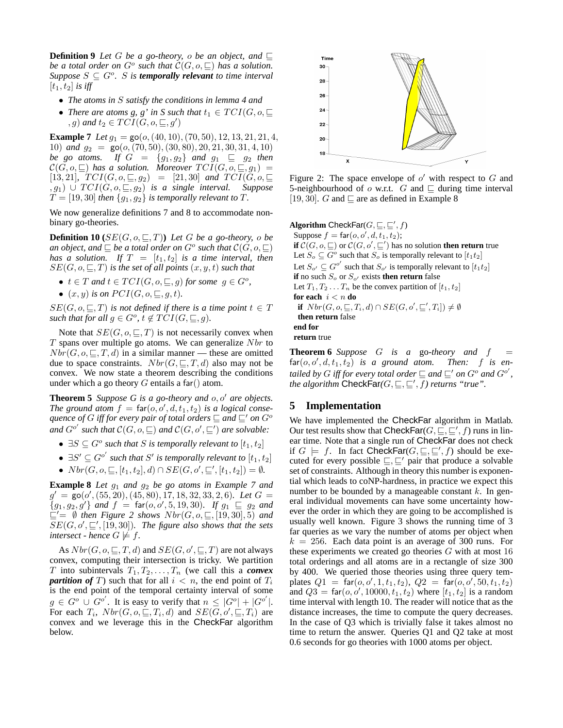**Definition 9** *Let $G$ be a go-theory, $o$ be an object, and $\sqsubseteq$ be a total order on $G^o$ such that $\mathcal{C}(G, o, \sqsubseteq)$ has a solution. Suppose $S \subseteq G^o$. $S$ is **temporally relevant** to time interval $[t_1, t_2]$ is iff*

- *The atoms in $S$ satisfy the conditions in lemma 4 and*
- *There are atoms g, g' in S such that $t_1 \in TCI(G, o, \sqsubseteq, g)$ and $t_2 \in TCI(G, o, \sqsubseteq, g')$*

**Example 7** *Let $g_1 = \mathsf{go}(o, (40, 10), (70, 50), 12, 13, 21, 21, 4, 10)$ and $g_2 = \mathsf{go}(o, (70, 50), (30, 80), 20, 21, 30, 31, 4, 10)$ be go atoms. If $G = \{g_1, g_2\}$ and $g_1 \sqsubseteq g_2$ then $\mathcal{C}(G, o, \sqsubseteq)$ has a solution. Moreover $TCI(G, o, \sqsubseteq, g_1) = [13, 21]$, $TCI(G, o, \sqsubseteq, g_2) = [21, 30]$ and $TCI(G, o, \sqsubseteq, g_1) \cup TCI(G, o, \sqsubseteq, g_2)$ is a single interval. Suppose $T = [19, 30]$ then $\{g_1, g_2\}$ is temporally relevant to $T$.*

We now generalize definitions 7 and 8 to accommodate non-binary go-theories.

**Definition 10 ($SE(G, o, \sqsubseteq, T)$)** *Let $G$ be a go-theory, $o$ be an object, and $\sqsubseteq$ be a total order on $G^o$ such that $\mathcal{C}(G, o, \sqsubseteq)$ has a solution. If $T = [t_1, t_2]$ is a time interval, then $SE(G, o, \sqsubseteq, T)$ is the set of all points $(x, y, t)$ such that*

- *$t \in T$ and $t \in TCI(G, o, \sqsubseteq, g)$ for some $g \in G^o$,*
- *$(x, y)$ is on $PCI(G, o, \sqsubseteq, g, t)$.*

*$SE(G, o, \sqsubseteq, T)$ is not defined if there is a time point $t \in T$ such that for all $g \in G^o$, $t \notin TCI(G, \sqsubseteq, g)$.*

Note that $SE(G, o, \sqsubseteq, T)$ is not necessarily convex when $T$ spans over multiple go atoms. We can generalize $Nbr$ to $Nbr(G, o, \sqsubseteq, T, d)$ in a similar manner — these are omitted due to space constraints. $Nbr(G, \sqsubseteq, T, d)$ also may not be convex. We now state a theorem describing the conditions under which a go theory $G$ entails a $\mathsf{far}()$ atom.

**Theorem 5** *Suppose $G$ is a go-theory and $o, o'$ are objects. The ground atom $f = \mathsf{far}(o, o', d, t_1, t_2)$ is a logical consequence of $G$ iff for every pair of total orders $\sqsubseteq$ and $\sqsubseteq'$ on $G^o$ and $G^{o'}$ such that $\mathcal{C}(G, o, \sqsubseteq)$ and $\mathcal{C}(G, o', \sqsubseteq')$ are solvable:*

- *$\exists S \subseteq G^o$ such that $S$ is temporally relevant to $[t_1, t_2]$*
- *$\exists S' \subseteq G^{o'}$ such that $S'$ is temporally relevant to $[t_1, t_2]$*
- *$Nbr(G, o, \sqsubseteq, [t_1, t_2], d) \cap SE(G, o', \sqsubseteq', [t_1, t_2]) = \emptyset$.*

**Example 8** *Let $g_1$ and $g_2$ be go atoms in Example 7 and $g' = \mathsf{go}(o', (55, 20), (45, 80), 17, 18, 32, 33, 2, 6)$. Let $G = \{g_1, g_2, g'\}$ and $f = \mathsf{far}(o, o', 5, 19, 30)$. If $g_1 \sqsubseteq g_2$ and $\sqsubseteq' = \emptyset$ then Figure 2 shows $Nbr(G, o, \sqsubseteq, [19, 30], 5)$ and $SE(G, o', \sqsubseteq', [19, 30])$. The figure also shows that the sets intersect - hence $G \not\models f$.*

As $Nbr(G, o, \sqsubseteq, T, d)$ and $SE(G, o', \sqsubseteq, T)$ are not always convex, computing their intersection is tricky. We partition $T$ into subintervals $T_1, T_2, \ldots, T_n$ (we call this a ***convex partition of*** $T$) such that for all $i < n$, the end point of $T_i$ is the end point of the temporal certainty interval of some $g \in G^o \cup G^{o'}$. It is easy to verify that $n \leq |G^o| + |G^{o'}|$. For each $T_i$, $Nbr(G, o, \sqsubseteq, T_i, d)$ and $SE(G, o', \sqsubseteq, T_i)$ are convex and we leverage this in the CheckFar algorithm below.

Figure 2: The space envelope of $o'$ with respect to $G$ and 5-neighbourhood of $o$ w.r.t. $G$ and $\sqsubseteq$ during time interval $[19, 30]$. $G$ and $\sqsubseteq$ are as defined in Example 8

```
Algorithm CheckFar(G, ⊑, ⊑', f)
  Suppose f = far(o, o', d, t1, t2);
  if C(G, o, ⊑) or C(G, o', ⊑') has no solution then return true
  Let S_o ⊆ G^o such that S_o is temporally relevant to [t1 t2]
  Let S_o' ⊆ G^o' such that S_o' is temporally relevant to [t1 t2]
  if no such S_o or S_o' exists then return false
  Let T1, T2 ... Tn be the convex partition of [t1, t2]
  for each i < n do
    if Nbr(G, o, ⊑, Ti, d) ∩ SE(G, o', ⊑', Ti]) ≠ ∅
    then return false
  end for
  return true
```

**Theorem 6** *Suppose $G$ is a go-theory and $f = \mathsf{far}(o, o', d, t_1, t_2)$ is a ground atom. Then: $f$ is entailed by $G$ iff for every total order $\sqsubseteq$ and $\sqsubseteq'$ on $G^o$ and $G^{o'}$, the algorithm CheckFar$(G, \sqsubseteq, \sqsubseteq', f)$ returns "true".*

## 5 Implementation

We have implemented the CheckFar algorithm in Matlab. Our test results show that CheckFar$(G, \sqsubseteq, \sqsubseteq', f)$ runs in linear time. Note that a single run of CheckFar does not check if $G \models f$. In fact CheckFar$(G, \sqsubseteq, \sqsubseteq', f)$ should be executed for every possible $\sqsubseteq, \sqsubseteq'$ pair that produce a solvable set of constraints. Although in theory this number is exponential which leads to coNP-hardness, in practice we expect this number to be bounded by a manageable constant $k$. In general individual movements can have some uncertainty however the order in which they are going to be accomplished is usually well known. Figure 3 shows the running time of 3 far queries as we vary the number of atoms per object when $k = 256$. Each data point is an average of 300 runs. For these experiments we created go theories $G$ with at most 16 total orderings and all atoms are in a rectangle of size 300 by 400. We queried those theories using three query templates $Q1 = \mathsf{far}(o, o', 1, t_1, t_2)$, $Q2 = \mathsf{far}(o, o', 50, t_1, t_2)$ and $Q3 = \mathsf{far}(o, o', 10000, t_1, t_2)$ where $[t_1, t_2]$ is a random time interval with length 10. The reader will notice that as the distance increases, the time to compute the query decreases. In the case of Q3 which is trivially false it takes almost no time to return the answer. Queries Q1 and Q2 take at most 0.6 seconds for go theories with 1000 atoms per object.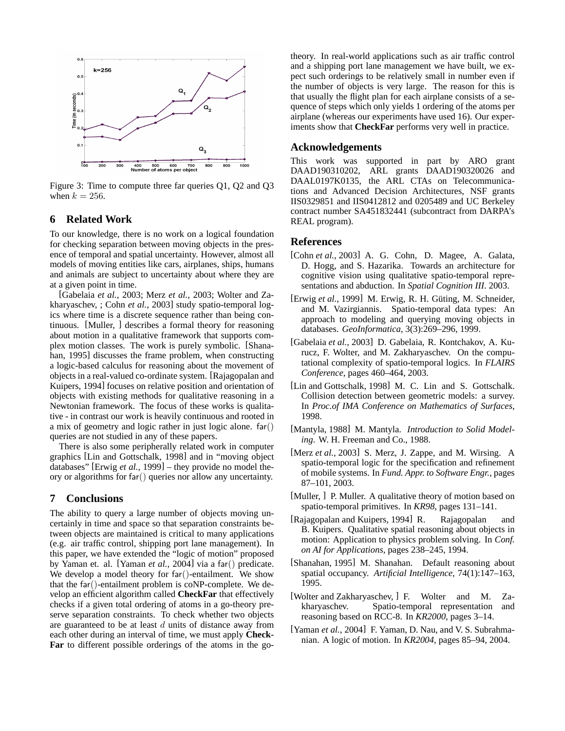k=256

Q1

Q2

Q3

Time (in seconds)

0.6
0.5
0.4
0.3
0.2
0.1
0

100 200 300 400 500 600 700 800 900 1000

Number of atoms per object

Figure 3: Time to compute three far queries Q1, Q2 and Q3 when $k = 256$.

## 6 Related Work

To our knowledge, there is no work on a logical foundation for checking separation between moving objects in the presence of temporal and spatial uncertainty. However, almost all models of moving entities like cars, airplanes, ships, humans and animals are subject to uncertainty about where they are at a given point in time.

[Gabelaia *et al.*, 2003; Merz *et al.*, 2003; Wolter and Zakharyaschev, ; Cohn *et al.*, 2003] study spatio-temporal logics where time is a discrete sequence rather than being continuous. [Muller, ] describes a formal theory for reasoning about motion in a qualitative framework that supports complex motion classes. The work is purely symbolic. [Shanahan, 1995] discusses the frame problem, when constructing a logic-based calculus for reasoning about the movement of objects in a real-valued co-ordinate system. [Rajagopalan and Kuipers, 1994] focuses on relative position and orientation of objects with existing methods for qualitative reasoning in a Newtonian framework. The focus of these works is qualitative - in contrast our work is heavily continuous and rooted in a mix of geometry and logic rather in just logic alone. far() queries are not studied in any of these papers.

There is also some peripherally related work in computer graphics [Lin and Gottschalk, 1998] and in "moving object databases" [Erwig *et al.*, 1999] – they provide no model theory or algorithms for far() queries nor allow any uncertainty.

## 7 Conclusions

The ability to query a large number of objects moving uncertainly in time and space so that separation constraints between objects are maintained is critical to many applications (e.g. air traffic control, shipping port lane management). In this paper, we have extended the "logic of motion" proposed by Yaman et. al. [Yaman *et al.*, 2004] via a far() predicate. We develop a model theory for far()-entailment. We show that the far()-entailment problem is coNP-complete. We develop an efficient algorithm called **CheckFar** that effectively checks if a given total ordering of atoms in a go-theory preserve separation constraints. To check whether two objects are guaranteed to be at least $d$ units of distance away from each other during an interval of time, we must apply **CheckFar** to different possible orderings of the atoms in the go-theory. In real-world applications such as air traffic control and a shipping port lane management we have built, we expect such orderings to be relatively small in number even if the number of objects is very large. The reason for this is that usually the flight plan for each airplane consists of a sequence of steps which only yields 1 ordering of the atoms per airplane (whereas our experiments have used 16). Our experiments show that **CheckFar** performs very well in practice.

## Acknowledgements

This work was supported in part by ARO grant DAAD190310202, ARL grants DAAD190320026 and DAAL0197K0135, the ARL CTAs on Telecommunications and Advanced Decision Architectures, NSF grants IIS0329851 and IIS0412812 and 0205489 and UC Berkeley contract number SA451832441 (subcontract from DARPA's REAL program).

## References

[Cohn *et al.*, 2003] A. G. Cohn, D. Magee, A. Galata, D. Hogg, and S. Hazarika. Towards an architecture for cognitive vision using qualitative spatio-temporal representations and abduction. In *Spatial Cognition III*. 2003.

[Erwig *et al.*, 1999] M. Erwig, R. H. Güting, M. Schneider, and M. Vazirgiannis. Spatio-temporal data types: An approach to modeling and querying moving objects in databases. *GeoInformatica*, 3(3):269–296, 1999.

[Gabelaia *et al.*, 2003] D. Gabelaia, R. Kontchakov, A. Kurucz, F. Wolter, and M. Zakharyaschev. On the computational complexity of spatio-temporal logics. In *FLAIRS Conference*, pages 460–464, 2003.

[Lin and Gottschalk, 1998] M. C. Lin and S. Gottschalk. Collision detection between geometric models: a survey. In *Proc.of IMA Conference on Mathematics of Surfaces*, 1998.

[Mantyla, 1988] M. Mantyla. *Introduction to Solid Modeling*. W. H. Freeman and Co., 1988.

[Merz *et al.*, 2003] S. Merz, J. Zappe, and M. Wirsing. A spatio-temporal logic for the specification and refinement of mobile systems. In *Fund. Appr. to Software Engr.*, pages 87–101, 2003.

[Muller, ] P. Muller. A qualitative theory of motion based on spatio-temporal primitives. In *KR98*, pages 131–141.

[Rajagopalan and Kuipers, 1994] R. Rajagopalan and B. Kuipers. Qualitative spatial reasoning about objects in motion: Application to physics problem solving. In *Conf. on AI for Applications*, pages 238–245, 1994.

[Shanahan, 1995] M. Shanahan. Default reasoning about spatial occupancy. *Artificial Intelligence*, 74(1):147–163, 1995.

[Wolter and Zakharyaschev, ] F. Wolter and M. Zakharyaschev. Spatio-temporal representation and reasoning based on RCC-8. In *KR2000*, pages 3–14.

[Yaman *et al.*, 2004] F. Yaman, D. Nau, and V. S. Subrahmanian. A logic of motion. In *KR2004*, pages 85–94, 2004.